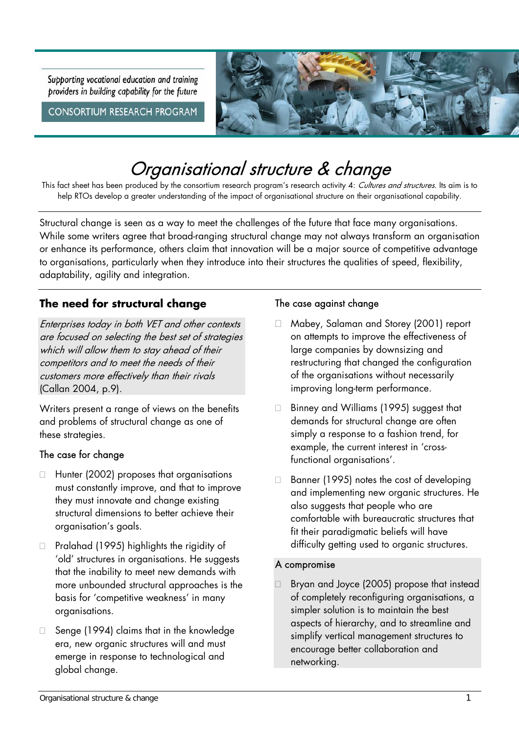Supporting vocational education and training providers in building capability for the future

CONSORTIUM RESEARCH PROGRAM

# *Organisational structure & change*

This fact sheet has been produced by the consortium research program's research activity 4: *Cultures and structures*. Its aim is to help RTOs develop a greater understanding of the impact of organisational structure on their organisational capability.

Structural change is seen as a way to meet the challenges of the future that face many organisations. While some writers agree that broad-ranging structural change may not always transform an organisation or enhance its performance, others claim that innovation will be a major source of competitive advantage to organisations, particularly when they introduce into their structures the qualities of speed, flexibility, adaptability, agility and integration.

## The need for structural change

*Enterprises today in both VET and other contexts are focused on selecting the best set of strategies which will allow them to stay ahead of their competitors and to meet the needs of their customers more effectively than their rivals* (Callan 2004, p.9).

Writers present a range of views on the benefits and problems of structural change as one of these strategies.

### The case for change

- Hunter (2002) proposes that organisations must constantly improve, and that to improve they must innovate and change existing structural dimensions to better achieve their organisation's goals.
- Pralahad (1995) highlights the rigidity of 'old' structures in organisations. He suggests that the inability to meet new demands with more unbounded structural approaches is the basis for 'competitive weakness' in many organisations.
- Senge (1994) claims that in the knowledge era, new organic structures will and must emerge in response to technological and global change.

### The case against change

- Mabey, Salaman and Storey (2001) report on attempts to improve the effectiveness of large companies by downsizing and restructuring that changed the configuration of the organisations without necessarily improving long-term performance.
- Binney and Williams (1995) suggest that demands for structural change are often simply a response to a fashion trend, for example, the current interest in 'cross-functional organisations'.
- Banner (1995) notes the cost of developing and implementing new organic structures. He also suggests that people who are comfortable with bureaucratic structures that fit their paradigmatic beliefs will have difficulty getting used to organic structures.

### A compromise

- Bryan and Joyce (2005) propose that instead of completely reconfiguring organisations, a simpler solution is to maintain the best aspects of hierarchy, and to streamline and simplify vertical management structures to encourage better collaboration and networking.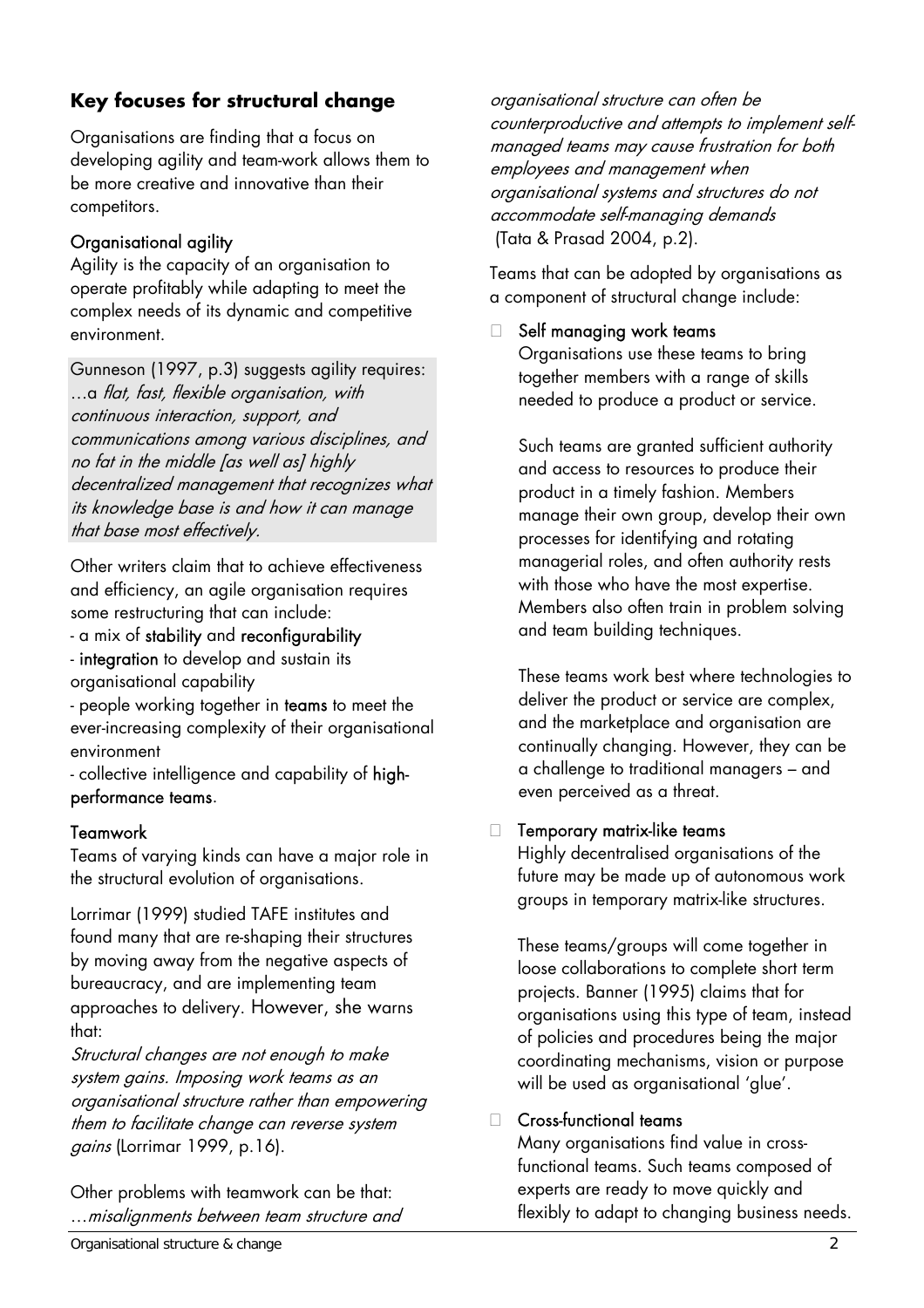## Key focuses for structural change

Organisations are finding that a focus on developing agility and team-work allows them to be more creative and innovative than their competitors.

### Organisational agility

Agility is the capacity of an organisation to operate profitably while adapting to meet the complex needs of its dynamic and competitive environment.

Gunneson (1997, p.3) suggests agility requires: …a *flat, fast, flexible organisation, with continuous interaction, support, and communications among various disciplines, and no fat in the middle [as well as] highly decentralized management that recognizes what its knowledge base is and how it can manage that base most effectively.*

Other writers claim that to achieve effectiveness and efficiency, an agile organisation requires some restructuring that can include:

- a mix of **stability** and **reconfigurability**
- **integration** to develop and sustain its organisational capability
- people working together in **teams** to meet the ever-increasing complexity of their organisational environment
- collective intelligence and capability of **high-performance teams**.

### Teamwork

Teams of varying kinds can have a major role in the structural evolution of organisations.

Lorrimar (1999) studied TAFE institutes and found many that are re-shaping their structures by moving away from the negative aspects of bureaucracy, and are implementing team approaches to delivery. However, she warns that:

*Structural changes are not enough to make system gains. Imposing work teams as an organisational structure rather than empowering them to facilitate change can reverse system gains* (Lorrimar 1999, p.16).

Other problems with teamwork can be that: …*misalignments between team structure and organisational structure can often be counterproductive and attempts to implement self-managed teams may cause frustration for both employees and management when organisational systems and structures do not accommodate self-managing demands* (Tata & Prasad 2004, p.2).

Teams that can be adopted by organisations as a component of structural change include:

- **Self managing work teams**
  Organisations use these teams to bring together members with a range of skills needed to produce a product or service.

  Such teams are granted sufficient authority and access to resources to produce their product in a timely fashion. Members manage their own group, develop their own processes for identifying and rotating managerial roles, and often authority rests with those who have the most expertise. Members also often train in problem solving and team building techniques.

  These teams work best where technologies to deliver the product or service are complex, and the marketplace and organisation are continually changing. However, they can be a challenge to traditional managers – and even perceived as a threat.

- **Temporary matrix-like teams**
  Highly decentralised organisations of the future may be made up of autonomous work groups in temporary matrix-like structures.

  These teams/groups will come together in loose collaborations to complete short term projects. Banner (1995) claims that for organisations using this type of team, instead of policies and procedures being the major coordinating mechanisms, vision or purpose will be used as organisational 'glue'.

- **Cross-functional teams**
  Many organisations find value in cross-functional teams. Such teams composed of experts are ready to move quickly and flexibly to adapt to changing business needs.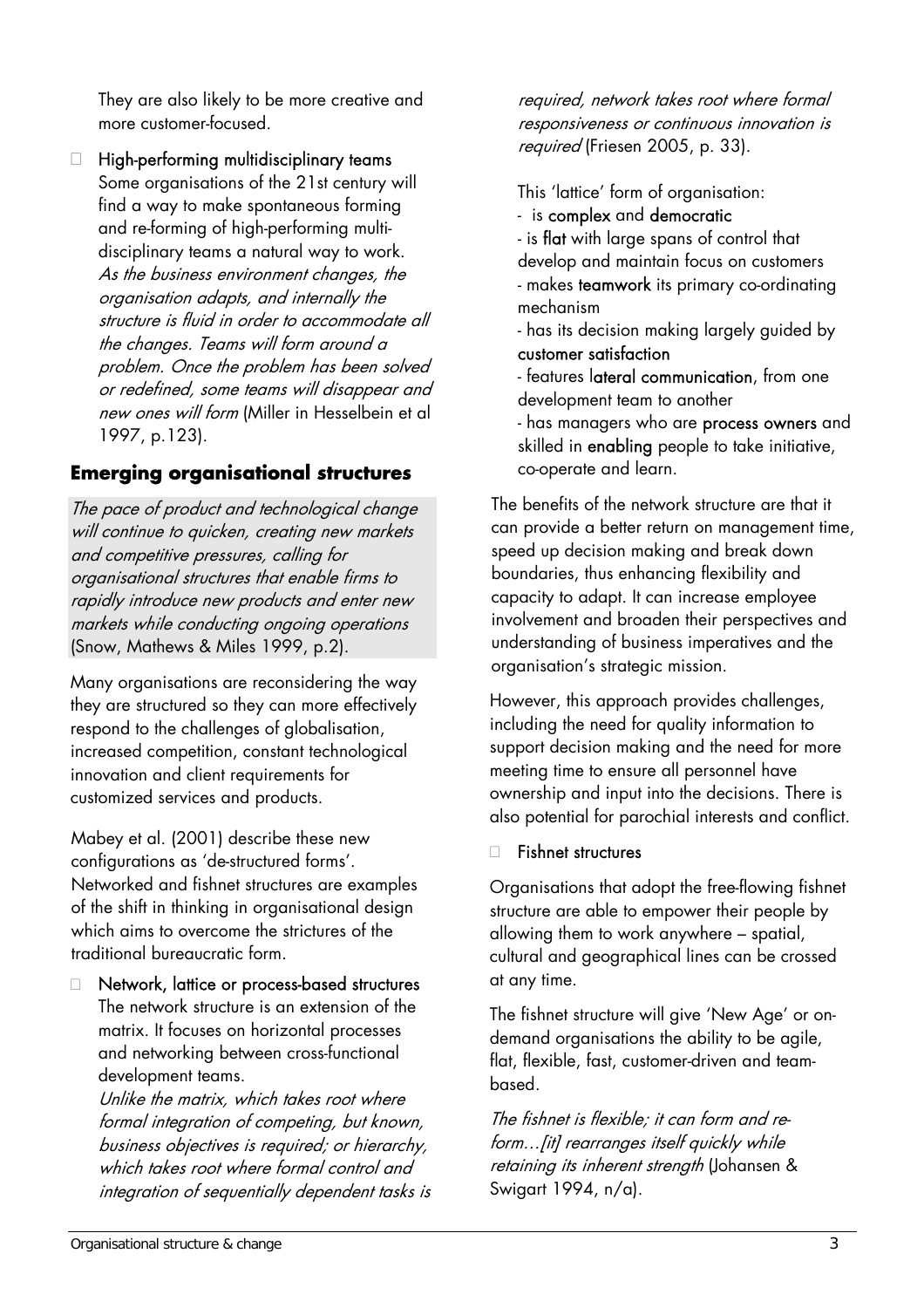They are also likely to be more creative and more customer-focused.

- **High-performing multidisciplinary teams**
  Some organisations of the 21st century will find a way to make spontaneous forming and re-forming of high-performing multi-disciplinary teams a natural way to work. *As the business environment changes, the organisation adapts, and internally the structure is fluid in order to accommodate all the changes. Teams will form around a problem. Once the problem has been solved or redefined, some teams will disappear and new ones will form* (Miller in Hesselbein et al 1997, p.123).

## Emerging organisational structures

*The pace of product and technological change will continue to quicken, creating new markets and competitive pressures, calling for organisational structures that enable firms to rapidly introduce new products and enter new markets while conducting ongoing operations* (Snow, Mathews & Miles 1999, p.2).

Many organisations are reconsidering the way they are structured so they can more effectively respond to the challenges of globalisation, increased competition, constant technological innovation and client requirements for customized services and products.

Mabey et al. (2001) describe these new configurations as 'de-structured forms'. Networked and fishnet structures are examples of the shift in thinking in organisational design which aims to overcome the strictures of the traditional bureaucratic form.

- **Network, lattice or process-based structures**
  The network structure is an extension of the matrix. It focuses on horizontal processes and networking between cross-functional development teams.
  *Unlike the matrix, which takes root where formal integration of competing, but known, business objectives is required; or hierarchy, which takes root where formal control and integration of sequentially dependent tasks is required, network takes root where formal responsiveness or continuous innovation is required* (Friesen 2005, p. 33).

  This 'lattice' form of organisation:
  - is **complex** and **democratic**
  - is **flat** with large spans of control that develop and maintain focus on customers
  - makes **teamwork** its primary co-ordinating mechanism
  - has its decision making largely guided by **customer satisfaction**
  - features **lateral communication**, from one development team to another
  - has managers who are **process owners** and skilled in **enabling** people to take initiative, co-operate and learn.

The benefits of the network structure are that it can provide a better return on management time, speed up decision making and break down boundaries, thus enhancing flexibility and capacity to adapt. It can increase employee involvement and broaden their perspectives and understanding of business imperatives and the organisation's strategic mission.

However, this approach provides challenges, including the need for quality information to support decision making and the need for more meeting time to ensure all personnel have ownership and input into the decisions. There is also potential for parochial interests and conflict.

- **Fishnet structures**

Organisations that adopt the free-flowing fishnet structure are able to empower their people by allowing them to work anywhere – spatial, cultural and geographical lines can be crossed at any time.

The fishnet structure will give 'New Age' or on-demand organisations the ability to be agile, flat, flexible, fast, customer-driven and team-based.

*The fishnet is flexible; it can form and re-form…[it] rearranges itself quickly while retaining its inherent strength* (Johansen & Swigart 1994, n/a).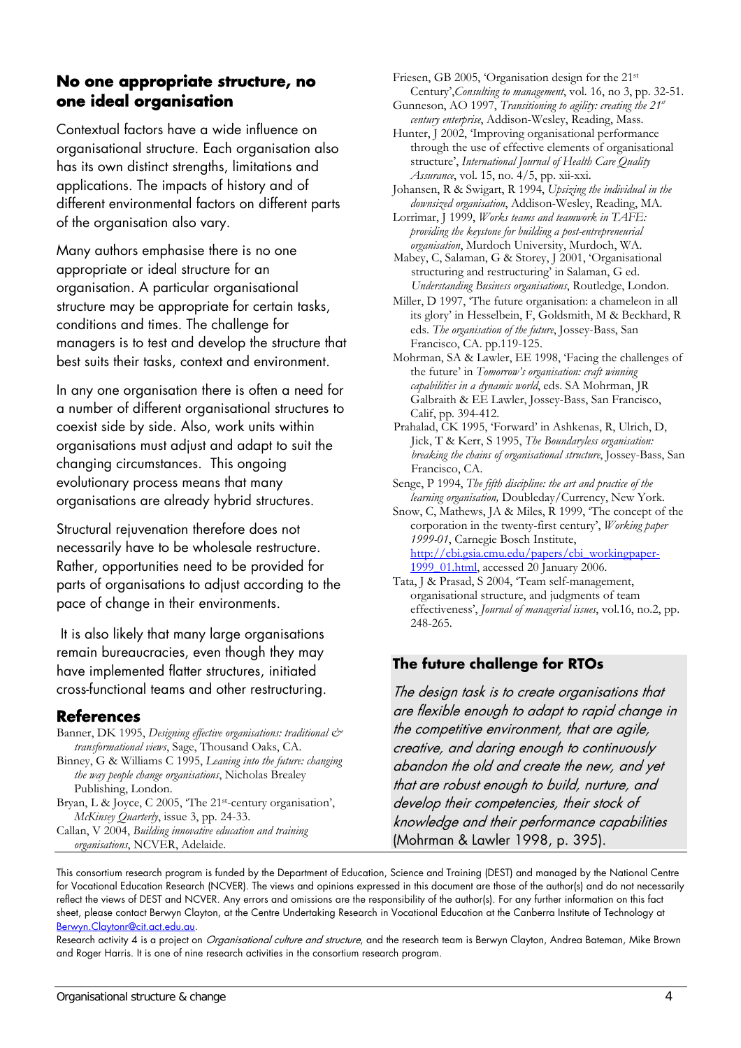## No one appropriate structure, no one ideal organisation

Contextual factors have a wide influence on organisational structure. Each organisation also has its own distinct strengths, limitations and applications. The impacts of history and of different environmental factors on different parts of the organisation also vary.

Many authors emphasise there is no one appropriate or ideal structure for an organisation. A particular organisational structure may be appropriate for certain tasks, conditions and times. The challenge for managers is to test and develop the structure that best suits their tasks, context and environment.

In any one organisation there is often a need for a number of different organisational structures to coexist side by side. Also, work units within organisations must adjust and adapt to suit the changing circumstances. This ongoing evolutionary process means that many organisations are already hybrid structures.

Structural rejuvenation therefore does not necessarily have to be wholesale restructure. Rather, opportunities need to be provided for parts of organisations to adjust according to the pace of change in their environments.

It is also likely that many large organisations remain bureaucracies, even though they may have implemented flatter structures, initiated cross-functional teams and other restructuring.

## References

Banner, DK 1995, *Designing effective organisations: traditional & transformational views*, Sage, Thousand Oaks, CA.

Binney, G & Williams C 1995, *Leaning into the future: changing the way people change organisations*, Nicholas Brealey Publishing, London.

Bryan, L & Joyce, C 2005, 'The 21st-century organisation', *McKinsey Quarterly*, issue 3, pp. 24-33.

Callan, V 2004, *Building innovative education and training organisations*, NCVER, Adelaide.

Friesen, GB 2005, 'Organisation design for the 21st Century',*Consulting to management*, vol. 16, no 3, pp. 32-51.

Gunneson, AO 1997, *Transitioning to agility: creating the 21st century enterprise*, Addison-Wesley, Reading, Mass.

Hunter, J 2002, 'Improving organisational performance through the use of effective elements of organisational structure', *International Journal of Health Care Quality Assurance*, vol. 15, no. 4/5, pp. xii-xxi.

Johansen, R & Swigart, R 1994, *Upsizing the individual in the downsized organisation*, Addison-Wesley, Reading, MA.

Lorrimar, J 1999, *Works teams and teamwork in TAFE: providing the keystone for building a post-entrepreneurial organisation*, Murdoch University, Murdoch, WA.

Mabey, C, Salaman, G & Storey, J 2001, 'Organisational structuring and restructuring' in Salaman, G ed. *Understanding Business organisations*, Routledge, London.

Miller, D 1997, 'The future organisation: a chameleon in all its glory' in Hesselbein, F, Goldsmith, M & Beckhard, R eds. *The organisation of the future*, Jossey-Bass, San Francisco, CA. pp.119-125.

Mohrman, SA & Lawler, EE 1998, 'Facing the challenges of the future' in *Tomorrow's organisation: craft winning capabilities in a dynamic world*, eds. SA Mohrman, JR Galbraith & EE Lawler, Jossey-Bass, San Francisco, Calif, pp. 394-412.

Prahalad, CK 1995, 'Forward' in Ashkenas, R, Ulrich, D, Jick, T & Kerr, S 1995, *The Boundaryless organisation: breaking the chains of organisational structure*, Jossey-Bass, San Francisco, CA.

Senge, P 1994, *The fifth discipline: the art and practice of the learning organisation,* Doubleday/Currency, New York.

Snow, C, Mathews, JA & Miles, R 1999, 'The concept of the corporation in the twenty-first century', *Working paper 1999-01*, Carnegie Bosch Institute, http://cbi.gsia.cmu.edu/papers/cbi_workingpaper-1999_01.html, accessed 20 January 2006.

Tata, J & Prasad, S 2004, 'Team self-management, organisational structure, and judgments of team effectiveness', *Journal of managerial issues*, vol.16, no.2, pp. 248-265.

## The future challenge for RTOs

*The design task is to create organisations that are flexible enough to adapt to rapid change in the competitive environment, that are agile, creative, and daring enough to continuously abandon the old and create the new, and yet that are robust enough to build, nurture, and develop their competencies, their stock of knowledge and their performance capabilities* (Mohrman & Lawler 1998, p. 395).

This consortium research program is funded by the Department of Education, Science and Training (DEST) and managed by the National Centre for Vocational Education Research (NCVER). The views and opinions expressed in this document are those of the author(s) and do not necessarily reflect the views of DEST and NCVER. Any errors and omissions are the responsibility of the author(s). For any further information on this fact sheet, please contact Berwyn Clayton, at the Centre Undertaking Research in Vocational Education at the Canberra Institute of Technology at Berwyn.Claytonr@cit.act.edu.au.

Research activity 4 is a project on *Organisational culture and structure*, and the research team is Berwyn Clayton, Andrea Bateman, Mike Brown and Roger Harris. It is one of nine research activities in the consortium research program.